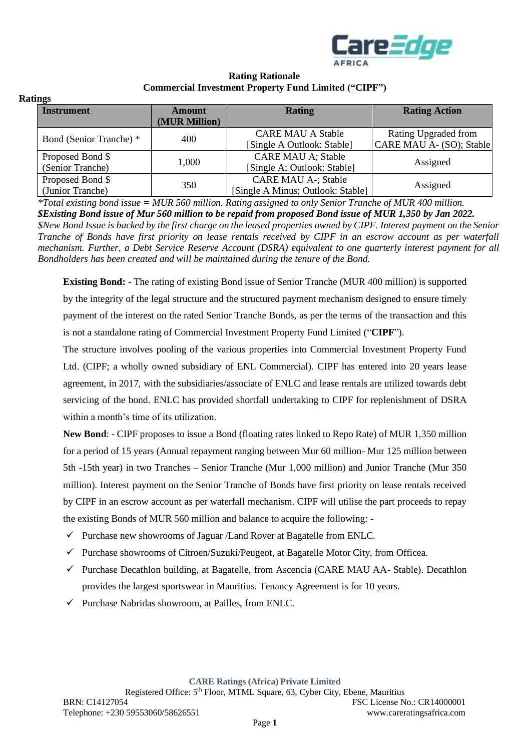**Rating Rationale**
**Commercial Investment Property Fund Limited ("CIPF")**

**Ratings**

| Instrument | Amount (MUR Million) | Rating | Rating Action |
|---|---|---|---|
| Bond (Senior Tranche) * | 400 | CARE MAU A Stable [Single A Outlook: Stable] | Rating Upgraded from CARE MAU A- (SO); Stable |
| Proposed Bond $ (Senior Tranche) | 1,000 | CARE MAU A; Stable [Single A; Outlook: Stable] | Assigned |
| Proposed Bond $ (Junior Tranche) | 350 | CARE MAU A-; Stable [Single A Minus; Outlook: Stable] | Assigned |

*\*Total existing bond issue = MUR 560 million. Rating assigned to only Senior Tranche of MUR 400 million.*
***$Existing Bond issue of Mur 560 million to be repaid from proposed Bond issue of MUR 1,350 by Jan 2022.***
*$New Bond Issue is backed by the first charge on the leased properties owned by CIPF. Interest payment on the Senior Tranche of Bonds have first priority on lease rentals received by CIPF in an escrow account as per waterfall mechanism. Further, a Debt Service Reserve Account (DSRA) equivalent to one quarterly interest payment for all Bondholders has been created and will be maintained during the tenure of the Bond.*

**Existing Bond:** - The rating of existing Bond issue of Senior Tranche (MUR 400 million) is supported by the integrity of the legal structure and the structured payment mechanism designed to ensure timely payment of the interest on the rated Senior Tranche Bonds, as per the terms of the transaction and this is not a standalone rating of Commercial Investment Property Fund Limited ("**CIPF**").

The structure involves pooling of the various properties into Commercial Investment Property Fund Ltd. (CIPF; a wholly owned subsidiary of ENL Commercial). CIPF has entered into 20 years lease agreement, in 2017, with the subsidiaries/associate of ENLC and lease rentals are utilized towards debt servicing of the bond. ENLC has provided shortfall undertaking to CIPF for replenishment of DSRA within a month's time of its utilization.

**New Bond**: - CIPF proposes to issue a Bond (floating rates linked to Repo Rate) of MUR 1,350 million for a period of 15 years (Annual repayment ranging between Mur 60 million- Mur 125 million between 5th -15th year) in two Tranches – Senior Tranche (Mur 1,000 million) and Junior Tranche (Mur 350 million). Interest payment on the Senior Tranche of Bonds have first priority on lease rentals received by CIPF in an escrow account as per waterfall mechanism. CIPF will utilise the part proceeds to repay the existing Bonds of MUR 560 million and balance to acquire the following: -

- ✓ Purchase new showrooms of Jaguar /Land Rover at Bagatelle from ENLC.
- ✓ Purchase showrooms of Citroen/Suzuki/Peugeot, at Bagatelle Motor City, from Officea.
- ✓ Purchase Decathlon building, at Bagatelle, from Ascencia (CARE MAU AA- Stable). Decathlon provides the largest sportswear in Mauritius. Tenancy Agreement is for 10 years.
- ✓ Purchase Nabridas showroom, at Pailles, from ENLC.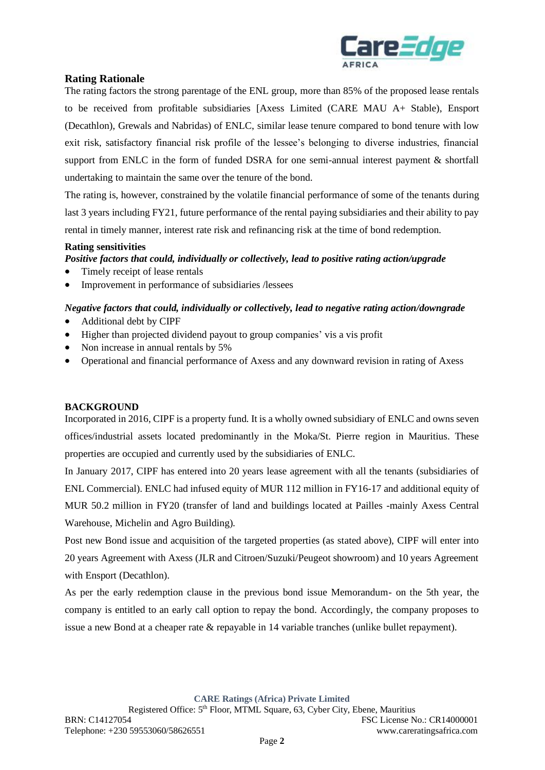## Rating Rationale

The rating factors the strong parentage of the ENL group, more than 85% of the proposed lease rentals to be received from profitable subsidiaries [Axess Limited (CARE MAU A+ Stable), Ensport (Decathlon), Grewals and Nabridas) of ENLC, similar lease tenure compared to bond tenure with low exit risk, satisfactory financial risk profile of the lessee's belonging to diverse industries, financial support from ENLC in the form of funded DSRA for one semi-annual interest payment & shortfall undertaking to maintain the same over the tenure of the bond.

The rating is, however, constrained by the volatile financial performance of some of the tenants during last 3 years including FY21, future performance of the rental paying subsidiaries and their ability to pay rental in timely manner, interest rate risk and refinancing risk at the time of bond redemption.

### Rating sensitivities

***Positive factors that could, individually or collectively, lead to positive rating action/upgrade***

- Timely receipt of lease rentals
- Improvement in performance of subsidiaries /lessees

***Negative factors that could, individually or collectively, lead to negative rating action/downgrade***

- Additional debt by CIPF
- Higher than projected dividend payout to group companies' vis a vis profit
- Non increase in annual rentals by 5%
- Operational and financial performance of Axess and any downward revision in rating of Axess

## BACKGROUND

Incorporated in 2016, CIPF is a property fund. It is a wholly owned subsidiary of ENLC and owns seven offices/industrial assets located predominantly in the Moka/St. Pierre region in Mauritius. These properties are occupied and currently used by the subsidiaries of ENLC.

In January 2017, CIPF has entered into 20 years lease agreement with all the tenants (subsidiaries of ENL Commercial). ENLC had infused equity of MUR 112 million in FY16-17 and additional equity of MUR 50.2 million in FY20 (transfer of land and buildings located at Pailles -mainly Axess Central Warehouse, Michelin and Agro Building).

Post new Bond issue and acquisition of the targeted properties (as stated above), CIPF will enter into 20 years Agreement with Axess (JLR and Citroen/Suzuki/Peugeot showroom) and 10 years Agreement with Ensport (Decathlon).

As per the early redemption clause in the previous bond issue Memorandum- on the 5th year, the company is entitled to an early call option to repay the bond. Accordingly, the company proposes to issue a new Bond at a cheaper rate & repayable in 14 variable tranches (unlike bullet repayment).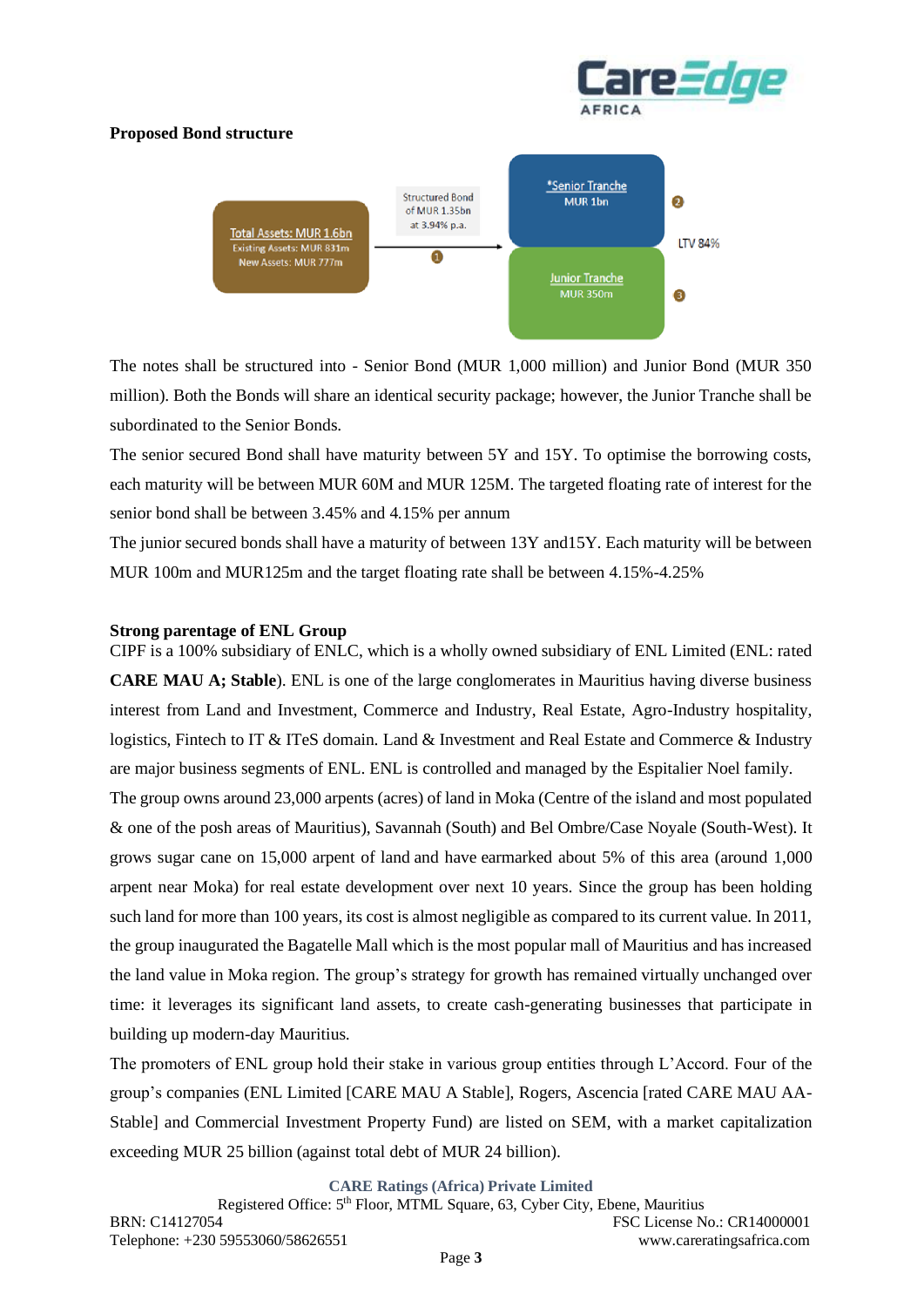**Proposed Bond structure**

Total Assets: MUR 1.6bn
Existing Assets: MUR 831m
New Assets: MUR 777m

Structured Bond of MUR 1.35bn at 3.94% p.a.

1

*Senior Tranche
MUR 1bn

2

LTV 84%

Junior Tranche
MUR 350m

3

The notes shall be structured into - Senior Bond (MUR 1,000 million) and Junior Bond (MUR 350 million). Both the Bonds will share an identical security package; however, the Junior Tranche shall be subordinated to the Senior Bonds.

The senior secured Bond shall have maturity between 5Y and 15Y. To optimise the borrowing costs, each maturity will be between MUR 60M and MUR 125M. The targeted floating rate of interest for the senior bond shall be between 3.45% and 4.15% per annum

The junior secured bonds shall have a maturity of between 13Y and15Y. Each maturity will be between MUR 100m and MUR125m and the target floating rate shall be between 4.15%-4.25%

**Strong parentage of ENL Group**

CIPF is a 100% subsidiary of ENLC, which is a wholly owned subsidiary of ENL Limited (ENL: rated **CARE MAU A; Stable**). ENL is one of the large conglomerates in Mauritius having diverse business interest from Land and Investment, Commerce and Industry, Real Estate, Agro-Industry hospitality, logistics, Fintech to IT & ITeS domain. Land & Investment and Real Estate and Commerce & Industry are major business segments of ENL. ENL is controlled and managed by the Espitalier Noel family.

The group owns around 23,000 arpents (acres) of land in Moka (Centre of the island and most populated & one of the posh areas of Mauritius), Savannah (South) and Bel Ombre/Case Noyale (South-West). It grows sugar cane on 15,000 arpent of land and have earmarked about 5% of this area (around 1,000 arpent near Moka) for real estate development over next 10 years. Since the group has been holding such land for more than 100 years, its cost is almost negligible as compared to its current value. In 2011, the group inaugurated the Bagatelle Mall which is the most popular mall of Mauritius and has increased the land value in Moka region. The group's strategy for growth has remained virtually unchanged over time: it leverages its significant land assets, to create cash-generating businesses that participate in building up modern-day Mauritius.

The promoters of ENL group hold their stake in various group entities through L'Accord. Four of the group's companies (ENL Limited [CARE MAU A Stable], Rogers, Ascencia [rated CARE MAU AA- Stable] and Commercial Investment Property Fund) are listed on SEM, with a market capitalization exceeding MUR 25 billion (against total debt of MUR 24 billion).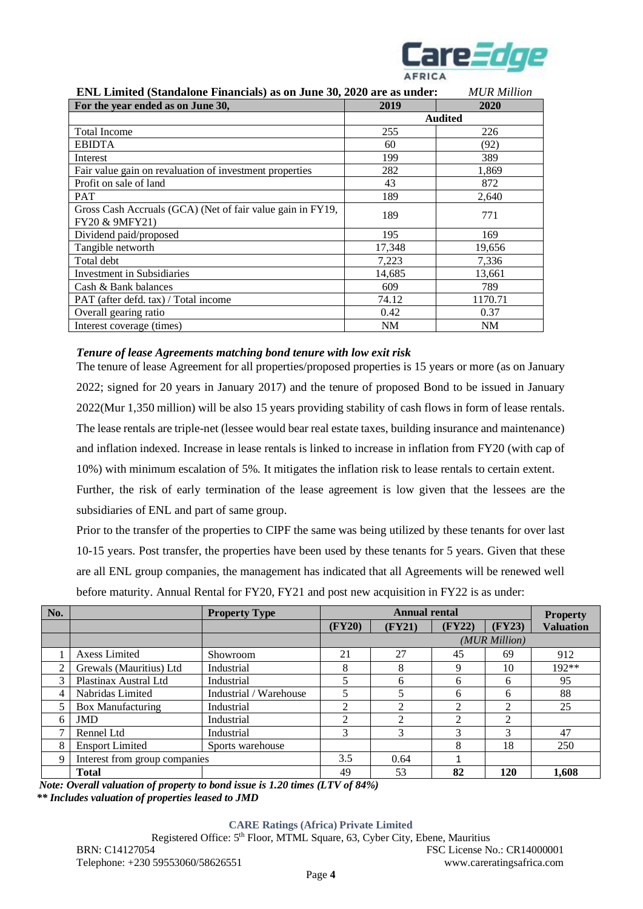**ENL Limited (Standalone Financials) as on June 30, 2020 are as under:** *MUR Million*

| For the year ended as on June 30, | 2019 | 2020 |
|---|---|---|
| | **Audited** | |
| Total Income | 255 | 226 |
| EBIDTA | 60 | (92) |
| Interest | 199 | 389 |
| Fair value gain on revaluation of investment properties | 282 | 1,869 |
| Profit on sale of land | 43 | 872 |
| PAT | 189 | 2,640 |
| Gross Cash Accruals (GCA) (Net of fair value gain in FY19, FY20 & 9MFY21) | 189 | 771 |
| Dividend paid/proposed | 195 | 169 |
| Tangible networth | 17,348 | 19,656 |
| Total debt | 7,223 | 7,336 |
| Investment in Subsidiaries | 14,685 | 13,661 |
| Cash & Bank balances | 609 | 789 |
| PAT (after defd. tax) / Total income | 74.12 | 1170.71 |
| Overall gearing ratio | 0.42 | 0.37 |
| Interest coverage (times) | NM | NM |

***Tenure of lease Agreements matching bond tenure with low exit risk***

The tenure of lease Agreement for all properties/proposed properties is 15 years or more (as on January 2022; signed for 20 years in January 2017) and the tenure of proposed Bond to be issued in January 2022(Mur 1,350 million) will be also 15 years providing stability of cash flows in form of lease rentals. The lease rentals are triple-net (lessee would bear real estate taxes, building insurance and maintenance) and inflation indexed. Increase in lease rentals is linked to increase in inflation from FY20 (with cap of 10%) with minimum escalation of 5%. It mitigates the inflation risk to lease rentals to certain extent.

Further, the risk of early termination of the lease agreement is low given that the lessees are the subsidiaries of ENL and part of same group.

Prior to the transfer of the properties to CIPF the same was being utilized by these tenants for over last 10-15 years. Post transfer, the properties have been used by these tenants for 5 years. Given that these are all ENL group companies, the management has indicated that all Agreements will be renewed well before maturity. Annual Rental for FY20, FY21 and post new acquisition in FY22 is as under:

| No. | | Property Type | Annual rental | | | | Property Valuation |
|---|---|---|---|---|---|---|---|
| | | | (FY20) | (FY21) | (FY22) | (FY23) | |
| | | | *(MUR Million)* | | | | |
| 1 | Axess Limited | Showroom | 21 | 27 | 45 | 69 | 912 |
| 2 | Grewals (Mauritius) Ltd | Industrial | 8 | 8 | 9 | 10 | 192** |
| 3 | Plastinax Austral Ltd | Industrial | 5 | 6 | 6 | 6 | 95 |
| 4 | Nabridas Limited | Industrial / Warehouse | 5 | 5 | 6 | 6 | 88 |
| 5 | Box Manufacturing | Industrial | 2 | 2 | 2 | 2 | 25 |
| 6 | JMD | Industrial | 2 | 2 | 2 | 2 | |
| 7 | Rennel Ltd | Industrial | 3 | 3 | 3 | 3 | 47 |
| 8 | Ensport Limited | Sports warehouse | | | 8 | 18 | 250 |
| 9 | Interest from group companies | | 3.5 | 0.64 | 1 | | |
| | **Total** | | 49 | 53 | **82** | **120** | **1,608** |

***Note: Overall valuation of property to bond issue is 1.20 times (LTV of 84%)***

***\*\* Includes valuation of properties leased to JMD***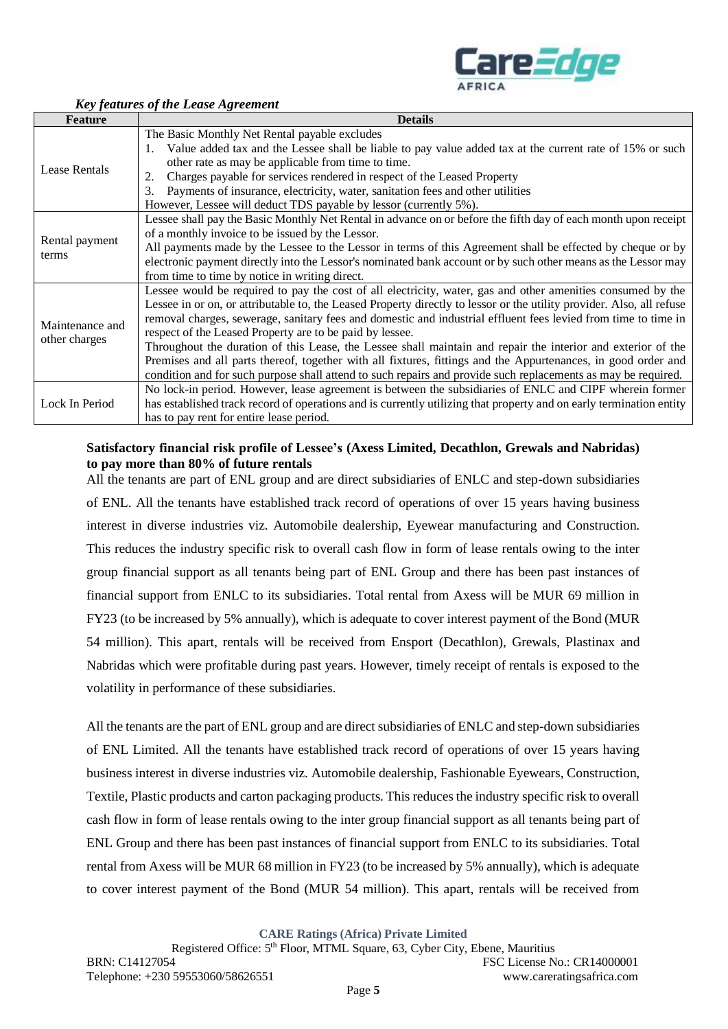*Key features of the Lease Agreement*

| Feature | Details |
|---|---|
| Lease Rentals | The Basic Monthly Net Rental payable excludes<br>1. Value added tax and the Lessee shall be liable to pay value added tax at the current rate of 15% or such other rate as may be applicable from time to time.<br>2. Charges payable for services rendered in respect of the Leased Property<br>3. Payments of insurance, electricity, water, sanitation fees and other utilities<br>However, Lessee will deduct TDS payable by lessor (currently 5%). |
| Rental payment terms | Lessee shall pay the Basic Monthly Net Rental in advance on or before the fifth day of each month upon receipt of a monthly invoice to be issued by the Lessor.<br>All payments made by the Lessee to the Lessor in terms of this Agreement shall be effected by cheque or by electronic payment directly into the Lessor's nominated bank account or by such other means as the Lessor may from time to time by notice in writing direct. |
| Maintenance and other charges | Lessee would be required to pay the cost of all electricity, water, gas and other amenities consumed by the Lessee in or on, or attributable to, the Leased Property directly to lessor or the utility provider. Also, all refuse removal charges, sewerage, sanitary fees and domestic and industrial effluent fees levied from time to time in respect of the Leased Property are to be paid by lessee.<br>Throughout the duration of this Lease, the Lessee shall maintain and repair the interior and exterior of the Premises and all parts thereof, together with all fixtures, fittings and the Appurtenances, in good order and condition and for such purpose shall attend to such repairs and provide such replacements as may be required. |
| Lock In Period | No lock-in period. However, lease agreement is between the subsidiaries of ENLC and CIPF wherein former has established track record of operations and is currently utilizing that property and on early termination entity has to pay rent for entire lease period. |

**Satisfactory financial risk profile of Lessee's (Axess Limited, Decathlon, Grewals and Nabridas) to pay more than 80% of future rentals**

All the tenants are part of ENL group and are direct subsidiaries of ENLC and step-down subsidiaries of ENL. All the tenants have established track record of operations of over 15 years having business interest in diverse industries viz. Automobile dealership, Eyewear manufacturing and Construction. This reduces the industry specific risk to overall cash flow in form of lease rentals owing to the inter group financial support as all tenants being part of ENL Group and there has been past instances of financial support from ENLC to its subsidiaries. Total rental from Axess will be MUR 69 million in FY23 (to be increased by 5% annually), which is adequate to cover interest payment of the Bond (MUR 54 million). This apart, rentals will be received from Ensport (Decathlon), Grewals, Plastinax and Nabridas which were profitable during past years. However, timely receipt of rentals is exposed to the volatility in performance of these subsidiaries.

All the tenants are the part of ENL group and are direct subsidiaries of ENLC and step-down subsidiaries of ENL Limited. All the tenants have established track record of operations of over 15 years having business interest in diverse industries viz. Automobile dealership, Fashionable Eyewears, Construction, Textile, Plastic products and carton packaging products. This reduces the industry specific risk to overall cash flow in form of lease rentals owing to the inter group financial support as all tenants being part of ENL Group and there has been past instances of financial support from ENLC to its subsidiaries. Total rental from Axess will be MUR 68 million in FY23 (to be increased by 5% annually), which is adequate to cover interest payment of the Bond (MUR 54 million). This apart, rentals will be received from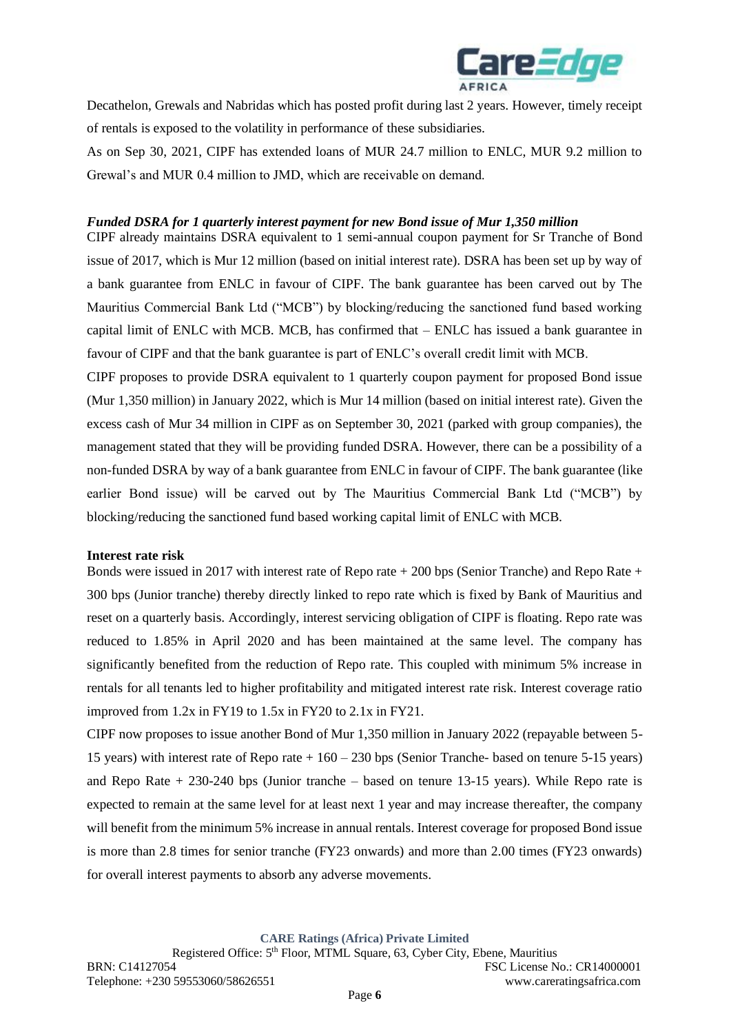Decathelon, Grewals and Nabridas which has posted profit during last 2 years. However, timely receipt of rentals is exposed to the volatility in performance of these subsidiaries.

As on Sep 30, 2021, CIPF has extended loans of MUR 24.7 million to ENLC, MUR 9.2 million to Grewal's and MUR 0.4 million to JMD, which are receivable on demand.

***Funded DSRA for 1 quarterly interest payment for new Bond issue of Mur 1,350 million***

CIPF already maintains DSRA equivalent to 1 semi-annual coupon payment for Sr Tranche of Bond issue of 2017, which is Mur 12 million (based on initial interest rate). DSRA has been set up by way of a bank guarantee from ENLC in favour of CIPF. The bank guarantee has been carved out by The Mauritius Commercial Bank Ltd ("MCB") by blocking/reducing the sanctioned fund based working capital limit of ENLC with MCB. MCB, has confirmed that – ENLC has issued a bank guarantee in favour of CIPF and that the bank guarantee is part of ENLC's overall credit limit with MCB.

CIPF proposes to provide DSRA equivalent to 1 quarterly coupon payment for proposed Bond issue (Mur 1,350 million) in January 2022, which is Mur 14 million (based on initial interest rate). Given the excess cash of Mur 34 million in CIPF as on September 30, 2021 (parked with group companies), the management stated that they will be providing funded DSRA. However, there can be a possibility of a non-funded DSRA by way of a bank guarantee from ENLC in favour of CIPF. The bank guarantee (like earlier Bond issue) will be carved out by The Mauritius Commercial Bank Ltd ("MCB") by blocking/reducing the sanctioned fund based working capital limit of ENLC with MCB.

**Interest rate risk**

Bonds were issued in 2017 with interest rate of Repo rate + 200 bps (Senior Tranche) and Repo Rate + 300 bps (Junior tranche) thereby directly linked to repo rate which is fixed by Bank of Mauritius and reset on a quarterly basis. Accordingly, interest servicing obligation of CIPF is floating. Repo rate was reduced to 1.85% in April 2020 and has been maintained at the same level. The company has significantly benefited from the reduction of Repo rate. This coupled with minimum 5% increase in rentals for all tenants led to higher profitability and mitigated interest rate risk. Interest coverage ratio improved from 1.2x in FY19 to 1.5x in FY20 to 2.1x in FY21.

CIPF now proposes to issue another Bond of Mur 1,350 million in January 2022 (repayable between 5-15 years) with interest rate of Repo rate + 160 – 230 bps (Senior Tranche- based on tenure 5-15 years) and Repo Rate + 230-240 bps (Junior tranche – based on tenure 13-15 years). While Repo rate is expected to remain at the same level for at least next 1 year and may increase thereafter, the company will benefit from the minimum 5% increase in annual rentals. Interest coverage for proposed Bond issue is more than 2.8 times for senior tranche (FY23 onwards) and more than 2.00 times (FY23 onwards) for overall interest payments to absorb any adverse movements.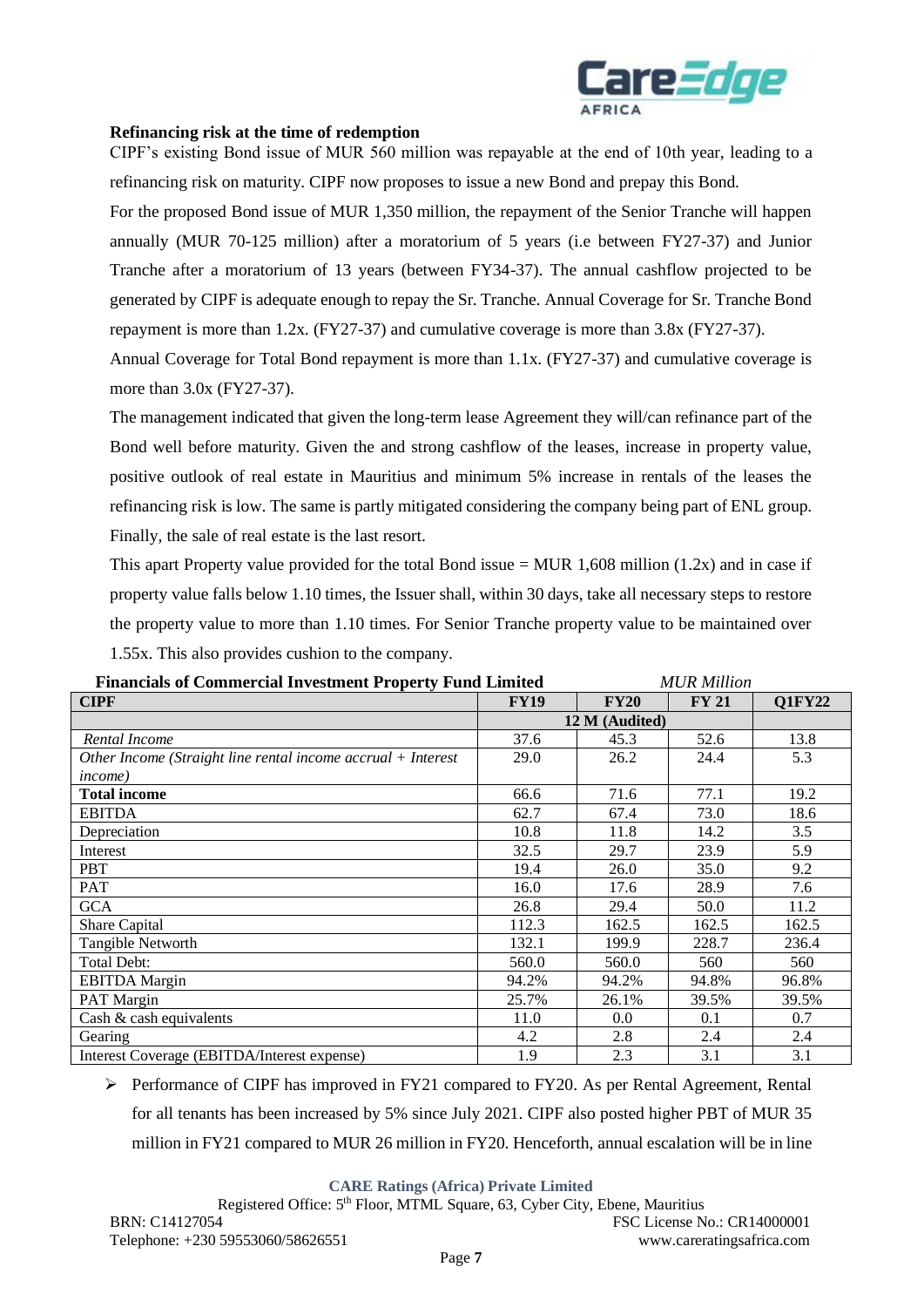**Refinancing risk at the time of redemption**

CIPF's existing Bond issue of MUR 560 million was repayable at the end of 10th year, leading to a refinancing risk on maturity. CIPF now proposes to issue a new Bond and prepay this Bond.

For the proposed Bond issue of MUR 1,350 million, the repayment of the Senior Tranche will happen annually (MUR 70-125 million) after a moratorium of 5 years (i.e between FY27-37) and Junior Tranche after a moratorium of 13 years (between FY34-37). The annual cashflow projected to be generated by CIPF is adequate enough to repay the Sr. Tranche. Annual Coverage for Sr. Tranche Bond repayment is more than 1.2x. (FY27-37) and cumulative coverage is more than 3.8x (FY27-37).

Annual Coverage for Total Bond repayment is more than 1.1x. (FY27-37) and cumulative coverage is more than 3.0x (FY27-37).

The management indicated that given the long-term lease Agreement they will/can refinance part of the Bond well before maturity. Given the and strong cashflow of the leases, increase in property value, positive outlook of real estate in Mauritius and minimum 5% increase in rentals of the leases the refinancing risk is low. The same is partly mitigated considering the company being part of ENL group. Finally, the sale of real estate is the last resort.

This apart Property value provided for the total Bond issue = MUR 1,608 million (1.2x) and in case if property value falls below 1.10 times, the Issuer shall, within 30 days, take all necessary steps to restore the property value to more than 1.10 times. For Senior Tranche property value to be maintained over 1.55x. This also provides cushion to the company.

**Financials of Commercial Investment Property Fund Limited** *MUR Million*

| CIPF | FY19 | FY20 | FY 21 | Q1FY22 |
|---|---|---|---|---|
| | 12 M (Audited) | | | |
| *Rental Income* | 37.6 | 45.3 | 52.6 | 13.8 |
| *Other Income (Straight line rental income accrual + Interest income)* | 29.0 | 26.2 | 24.4 | 5.3 |
| **Total income** | 66.6 | 71.6 | 77.1 | 19.2 |
| EBITDA | 62.7 | 67.4 | 73.0 | 18.6 |
| Depreciation | 10.8 | 11.8 | 14.2 | 3.5 |
| Interest | 32.5 | 29.7 | 23.9 | 5.9 |
| PBT | 19.4 | 26.0 | 35.0 | 9.2 |
| PAT | 16.0 | 17.6 | 28.9 | 7.6 |
| GCA | 26.8 | 29.4 | 50.0 | 11.2 |
| Share Capital | 112.3 | 162.5 | 162.5 | 162.5 |
| Tangible Networth | 132.1 | 199.9 | 228.7 | 236.4 |
| Total Debt: | 560.0 | 560.0 | 560 | 560 |
| EBITDA Margin | 94.2% | 94.2% | 94.8% | 96.8% |
| PAT Margin | 25.7% | 26.1% | 39.5% | 39.5% |
| Cash & cash equivalents | 11.0 | 0.0 | 0.1 | 0.7 |
| Gearing | 4.2 | 2.8 | 2.4 | 2.4 |
| Interest Coverage (EBITDA/Interest expense) | 1.9 | 2.3 | 3.1 | 3.1 |

- Performance of CIPF has improved in FY21 compared to FY20. As per Rental Agreement, Rental for all tenants has been increased by 5% since July 2021. CIPF also posted higher PBT of MUR 35 million in FY21 compared to MUR 26 million in FY20. Henceforth, annual escalation will be in line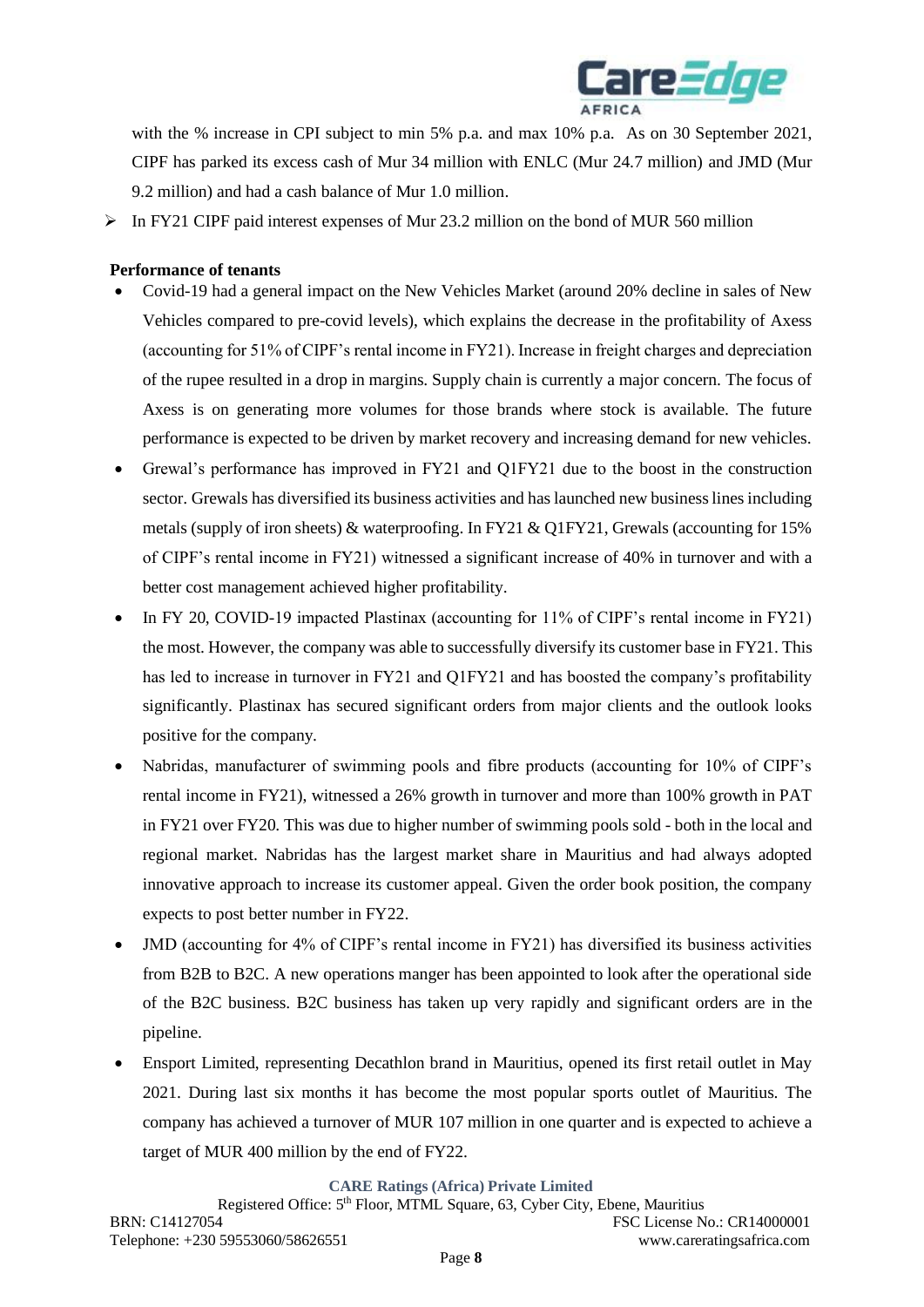with the % increase in CPI subject to min 5% p.a. and max 10% p.a. As on 30 September 2021, CIPF has parked its excess cash of Mur 34 million with ENLC (Mur 24.7 million) and JMD (Mur 9.2 million) and had a cash balance of Mur 1.0 million.

- In FY21 CIPF paid interest expenses of Mur 23.2 million on the bond of MUR 560 million

**Performance of tenants**

- Covid-19 had a general impact on the New Vehicles Market (around 20% decline in sales of New Vehicles compared to pre-covid levels), which explains the decrease in the profitability of Axess (accounting for 51% of CIPF's rental income in FY21). Increase in freight charges and depreciation of the rupee resulted in a drop in margins. Supply chain is currently a major concern. The focus of Axess is on generating more volumes for those brands where stock is available. The future performance is expected to be driven by market recovery and increasing demand for new vehicles.
- Grewal's performance has improved in FY21 and Q1FY21 due to the boost in the construction sector. Grewals has diversified its business activities and has launched new business lines including metals (supply of iron sheets) & waterproofing. In FY21 & Q1FY21, Grewals (accounting for 15% of CIPF's rental income in FY21) witnessed a significant increase of 40% in turnover and with a better cost management achieved higher profitability.
- In FY 20, COVID-19 impacted Plastinax (accounting for 11% of CIPF's rental income in FY21) the most. However, the company was able to successfully diversify its customer base in FY21. This has led to increase in turnover in FY21 and Q1FY21 and has boosted the company's profitability significantly. Plastinax has secured significant orders from major clients and the outlook looks positive for the company.
- Nabridas, manufacturer of swimming pools and fibre products (accounting for 10% of CIPF's rental income in FY21), witnessed a 26% growth in turnover and more than 100% growth in PAT in FY21 over FY20. This was due to higher number of swimming pools sold - both in the local and regional market. Nabridas has the largest market share in Mauritius and had always adopted innovative approach to increase its customer appeal. Given the order book position, the company expects to post better number in FY22.
- JMD (accounting for 4% of CIPF's rental income in FY21) has diversified its business activities from B2B to B2C. A new operations manger has been appointed to look after the operational side of the B2C business. B2C business has taken up very rapidly and significant orders are in the pipeline.
- Ensport Limited, representing Decathlon brand in Mauritius, opened its first retail outlet in May 2021. During last six months it has become the most popular sports outlet of Mauritius. The company has achieved a turnover of MUR 107 million in one quarter and is expected to achieve a target of MUR 400 million by the end of FY22.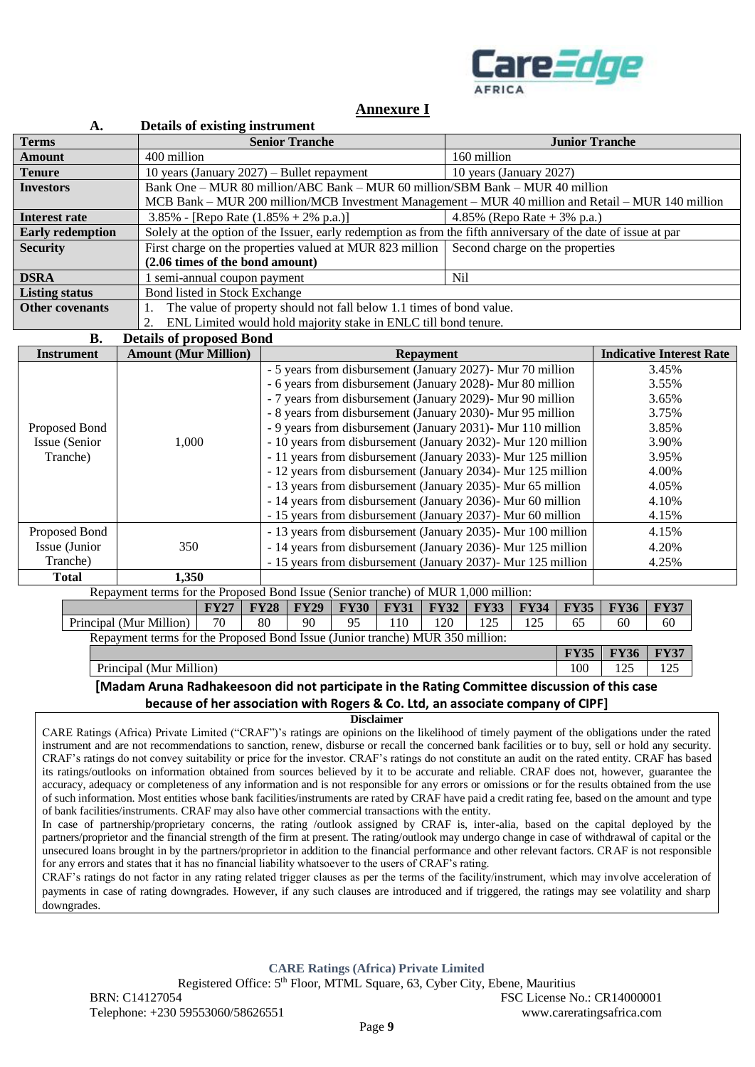## Annexure I

### A. Details of existing instrument

| Terms | Senior Tranche | Junior Tranche |
|---|---|---|
| **Amount** | 400 million | 160 million |
| **Tenure** | 10 years (January 2027) – Bullet repayment | 10 years (January 2027) |
| **Investors** | Bank One – MUR 80 million/ABC Bank – MUR 60 million/SBM Bank – MUR 40 million<br>MCB Bank – MUR 200 million/MCB Investment Management – MUR 40 million and Retail – MUR 140 million | |
| **Interest rate** | 3.85% - [Repo Rate (1.85% + 2% p.a.)] | 4.85% (Repo Rate + 3% p.a.) |
| **Early redemption** | Solely at the option of the Issuer, early redemption as from the fifth anniversary of the date of issue at par | |
| **Security** | First charge on the properties valued at MUR 823 million **(2.06 times of the bond amount)** | Second charge on the properties |
| **DSRA** | 1 semi-annual coupon payment | Nil |
| **Listing status** | Bond listed in Stock Exchange | |
| **Other covenants** | 1. The value of property should not fall below 1.1 times of bond value.<br>2. ENL Limited would hold majority stake in ENLC till bond tenure. | |

### B. Details of proposed Bond

| Instrument | Amount (Mur Million) | Repayment | Indicative Interest Rate |
|---|---|---|---|
| Proposed Bond Issue (Senior Tranche) | 1,000 | - 5 years from disbursement (January 2027)- Mur 70 million<br>- 6 years from disbursement (January 2028)- Mur 80 million<br>- 7 years from disbursement (January 2029)- Mur 90 million<br>- 8 years from disbursement (January 2030)- Mur 95 million<br>- 9 years from disbursement (January 2031)- Mur 110 million<br>- 10 years from disbursement (January 2032)- Mur 120 million<br>- 11 years from disbursement (January 2033)- Mur 125 million<br>- 12 years from disbursement (January 2034)- Mur 125 million<br>- 13 years from disbursement (January 2035)- Mur 65 million<br>- 14 years from disbursement (January 2036)- Mur 60 million<br>- 15 years from disbursement (January 2037)- Mur 60 million | 3.45%<br>3.55%<br>3.65%<br>3.75%<br>3.85%<br>3.90%<br>3.95%<br>4.00%<br>4.05%<br>4.10%<br>4.15% |
| Proposed Bond Issue (Junior Tranche) | 350 | - 13 years from disbursement (January 2035)- Mur 100 million<br>- 14 years from disbursement (January 2036)- Mur 125 million<br>- 15 years from disbursement (January 2037)- Mur 125 million | 4.15%<br>4.20%<br>4.25% |
| **Total** | **1,350** | | |

Repayment terms for the Proposed Bond Issue (Senior tranche) of MUR 1,000 million:

| | FY27 | FY28 | FY29 | FY30 | FY31 | FY32 | FY33 | FY34 | FY35 | FY36 | FY37 |
|---|---|---|---|---|---|---|---|---|---|---|---|
| Principal (Mur Million) | 70 | 80 | 90 | 95 | 110 | 120 | 125 | 125 | 65 | 60 | 60 |

Repayment terms for the Proposed Bond Issue (Junior tranche) MUR 350 million:

| | FY35 | FY36 | FY37 |
|---|---|---|---|
| Principal (Mur Million) | 100 | 125 | 125 |

**[Madam Aruna Radhakeesoon did not participate in the Rating Committee discussion of this case because of her association with Rogers & Co. Ltd, an associate company of CIPF]**

**Disclaimer**

CARE Ratings (Africa) Private Limited ("CRAF")'s ratings are opinions on the likelihood of timely payment of the obligations under the rated instrument and are not recommendations to sanction, renew, disburse or recall the concerned bank facilities or to buy, sell or hold any security. CRAF's ratings do not convey suitability or price for the investor. CRAF's ratings do not constitute an audit on the rated entity. CRAF has based its ratings/outlooks on information obtained from sources believed by it to be accurate and reliable. CRAF does not, however, guarantee the accuracy, adequacy or completeness of any information and is not responsible for any errors or omissions or for the results obtained from the use of such information. Most entities whose bank facilities/instruments are rated by CRAF have paid a credit rating fee, based on the amount and type of bank facilities/instruments. CRAF may also have other commercial transactions with the entity.

In case of partnership/proprietary concerns, the rating /outlook assigned by CRAF is, inter-alia, based on the capital deployed by the partners/proprietor and the financial strength of the firm at present. The rating/outlook may undergo change in case of withdrawal of capital or the unsecured loans brought in by the partners/proprietor in addition to the financial performance and other relevant factors. CRAF is not responsible for any errors and states that it has no financial liability whatsoever to the users of CRAF's rating.

CRAF's ratings do not factor in any rating related trigger clauses as per the terms of the facility/instrument, which may involve acceleration of payments in case of rating downgrades. However, if any such clauses are introduced and if triggered, the ratings may see volatility and sharp downgrades.

**CARE Ratings (Africa) Private Limited**

Registered Office: 5th Floor, MTML Square, 63, Cyber City, Ebene, Mauritius

BRN: C14127054 | FSC License No.: CR14000001

Telephone: +230 59553060/58626551 | www.careratingsafrica.com